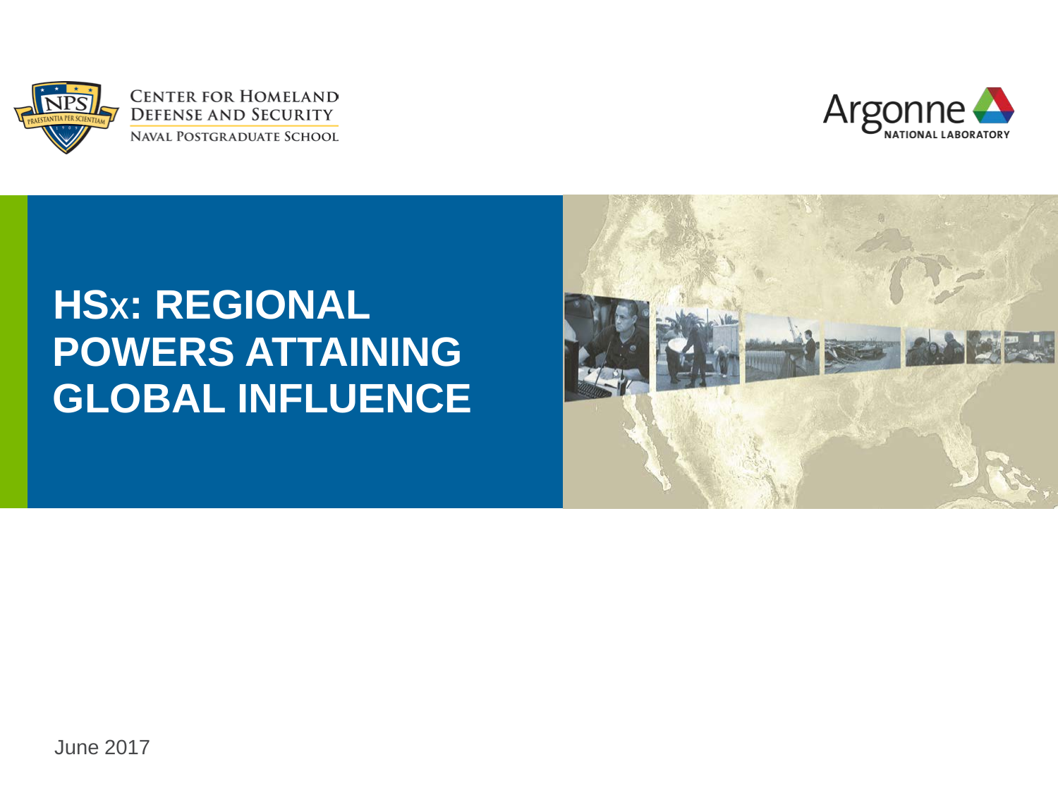Center for Homeland Defense and Security
Naval Postgraduate School

Argonne National Laboratory

# HSx: REGIONAL POWERS ATTAINING GLOBAL INFLUENCE

June 2017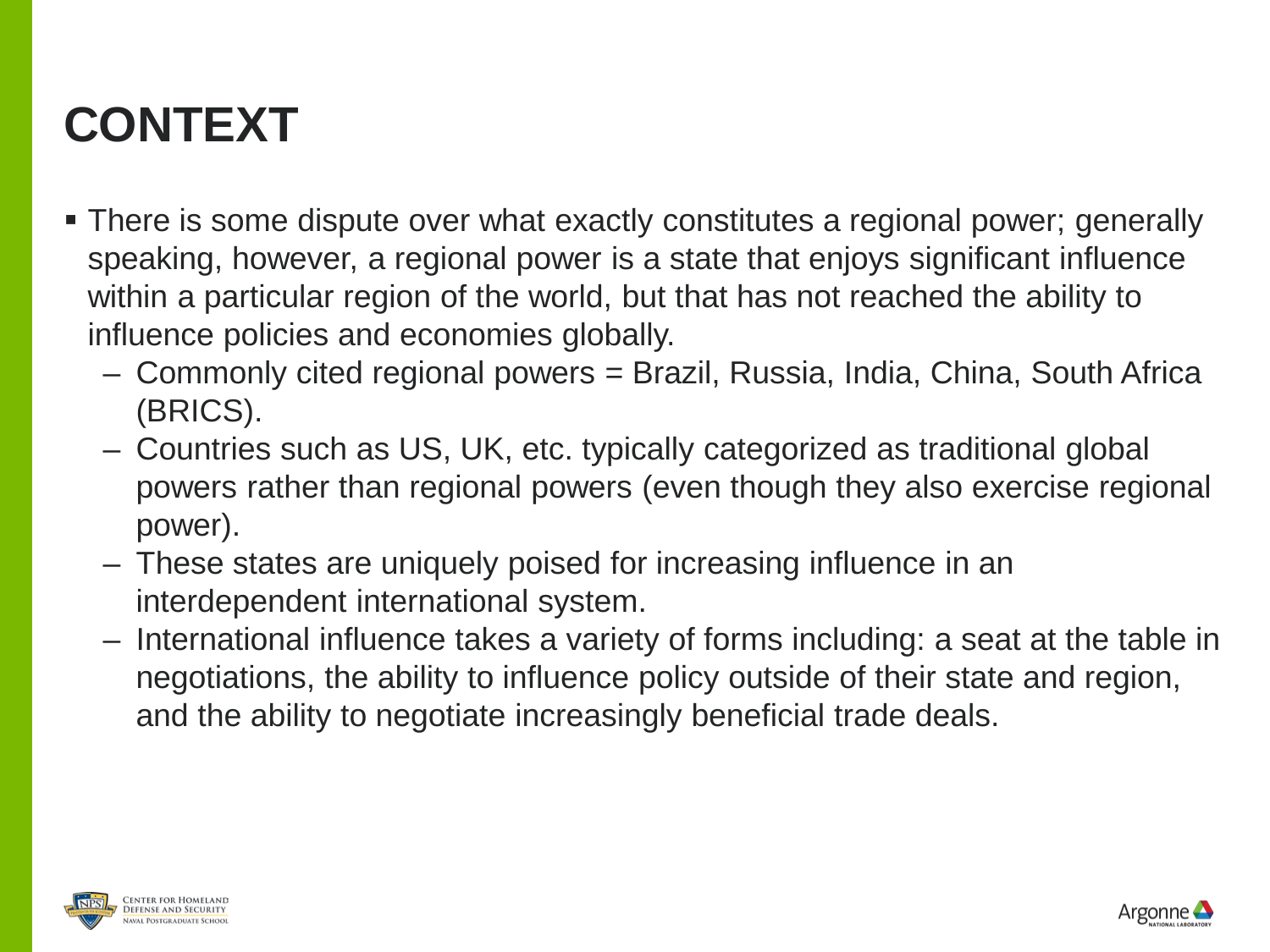# CONTEXT

- There is some dispute over what exactly constitutes a regional power; generally speaking, however, a regional power is a state that enjoys significant influence within a particular region of the world, but that has not reached the ability to influence policies and economies globally.
  - Commonly cited regional powers = Brazil, Russia, India, China, South Africa (BRICS).
  - Countries such as US, UK, etc. typically categorized as traditional global powers rather than regional powers (even though they also exercise regional power).
  - These states are uniquely poised for increasing influence in an interdependent international system.
  - International influence takes a variety of forms including: a seat at the table in negotiations, the ability to influence policy outside of their state and region, and the ability to negotiate increasingly beneficial trade deals.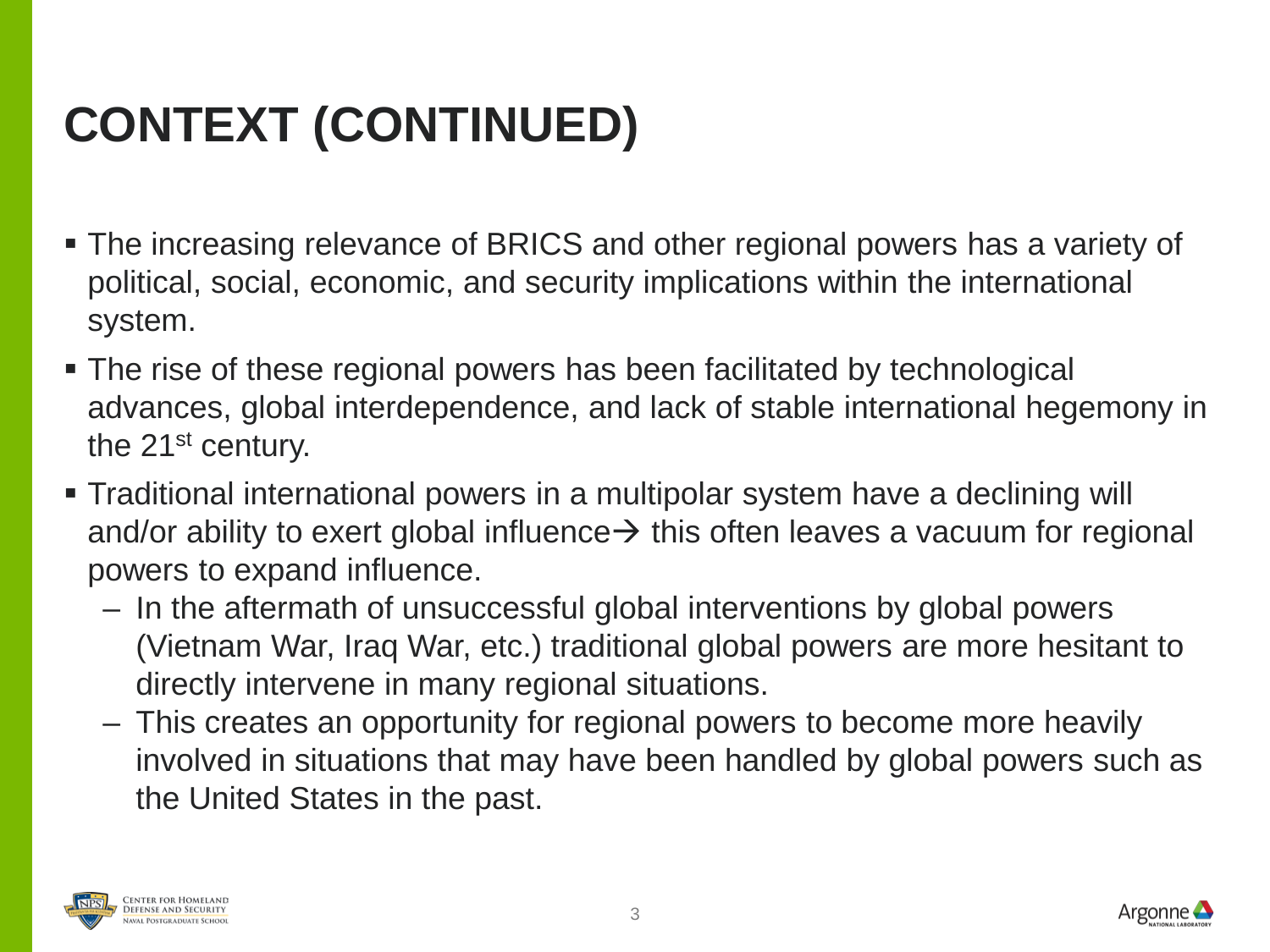# CONTEXT (CONTINUED)

- The increasing relevance of BRICS and other regional powers has a variety of political, social, economic, and security implications within the international system.
- The rise of these regional powers has been facilitated by technological advances, global interdependence, and lack of stable international hegemony in the 21st century.
- Traditional international powers in a multipolar system have a declining will and/or ability to exert global influence→ this often leaves a vacuum for regional powers to expand influence.
  - In the aftermath of unsuccessful global interventions by global powers (Vietnam War, Iraq War, etc.) traditional global powers are more hesitant to directly intervene in many regional situations.
  - This creates an opportunity for regional powers to become more heavily involved in situations that may have been handled by global powers such as the United States in the past.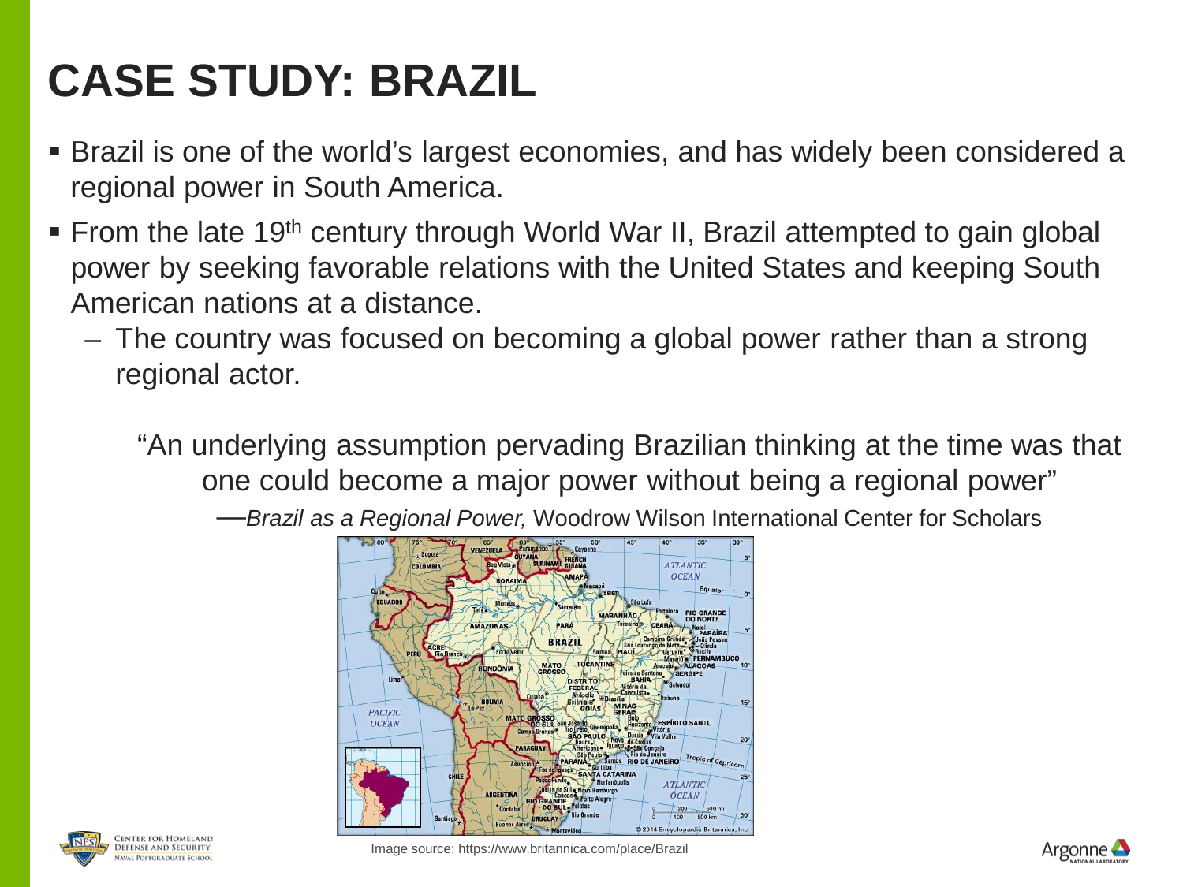# CASE STUDY: BRAZIL

- Brazil is one of the world's largest economies, and has widely been considered a regional power in South America.
- From the late 19th century through World War II, Brazil attempted to gain global power by seeking favorable relations with the United States and keeping South American nations at a distance.
  - The country was focused on becoming a global power rather than a strong regional actor.

"An underlying assumption pervading Brazilian thinking at the time was that one could become a major power without being a regional power"

—*Brazil as a Regional Power,* Woodrow Wilson International Center for Scholars

Image source: https://www.britannica.com/place/Brazil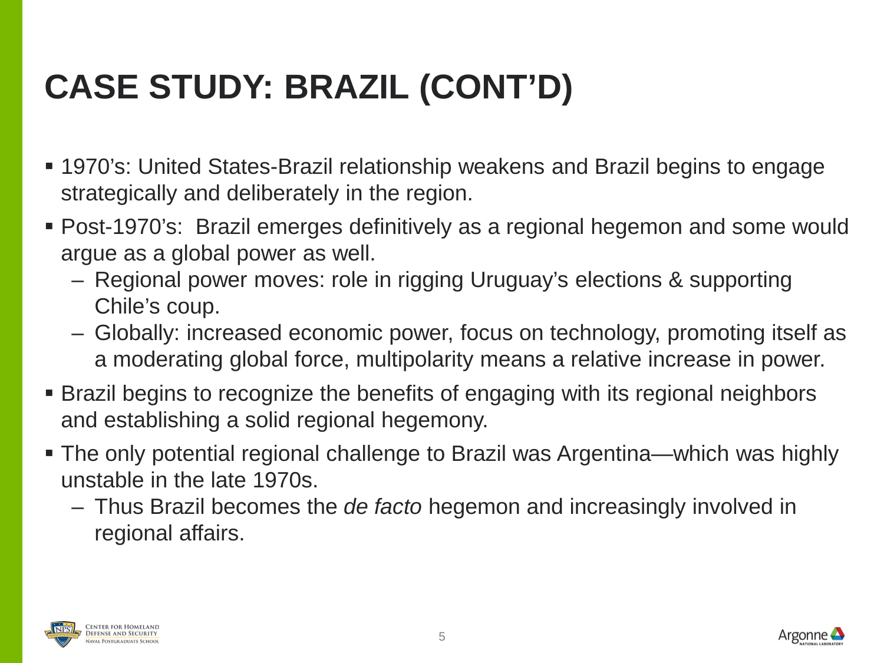# CASE STUDY: BRAZIL (CONT'D)

- 1970's: United States-Brazil relationship weakens and Brazil begins to engage strategically and deliberately in the region.
- Post-1970's: Brazil emerges definitively as a regional hegemon and some would argue as a global power as well.
  - Regional power moves: role in rigging Uruguay's elections & supporting Chile's coup.
  - Globally: increased economic power, focus on technology, promoting itself as a moderating global force, multipolarity means a relative increase in power.
- Brazil begins to recognize the benefits of engaging with its regional neighbors and establishing a solid regional hegemony.
- The only potential regional challenge to Brazil was Argentina—which was highly unstable in the late 1970s.
  - Thus Brazil becomes the *de facto* hegemon and increasingly involved in regional affairs.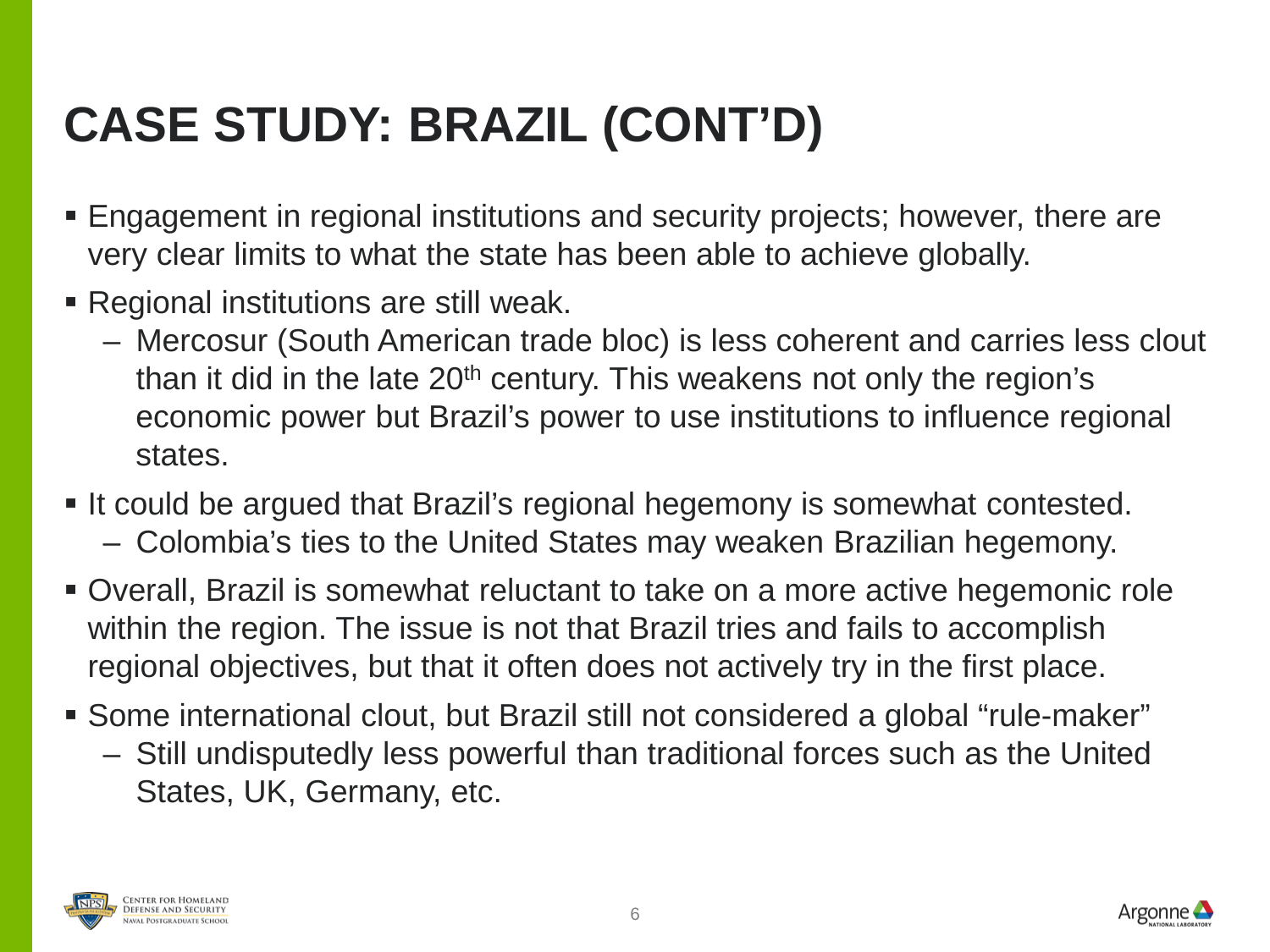# CASE STUDY: BRAZIL (CONT'D)

- Engagement in regional institutions and security projects; however, there are very clear limits to what the state has been able to achieve globally.
- Regional institutions are still weak.
  - Mercosur (South American trade bloc) is less coherent and carries less clout than it did in the late 20th century. This weakens not only the region's economic power but Brazil's power to use institutions to influence regional states.
- It could be argued that Brazil's regional hegemony is somewhat contested.
  - Colombia's ties to the United States may weaken Brazilian hegemony.
- Overall, Brazil is somewhat reluctant to take on a more active hegemonic role within the region. The issue is not that Brazil tries and fails to accomplish regional objectives, but that it often does not actively try in the first place.
- Some international clout, but Brazil still not considered a global "rule-maker"
  - Still undisputedly less powerful than traditional forces such as the United States, UK, Germany, etc.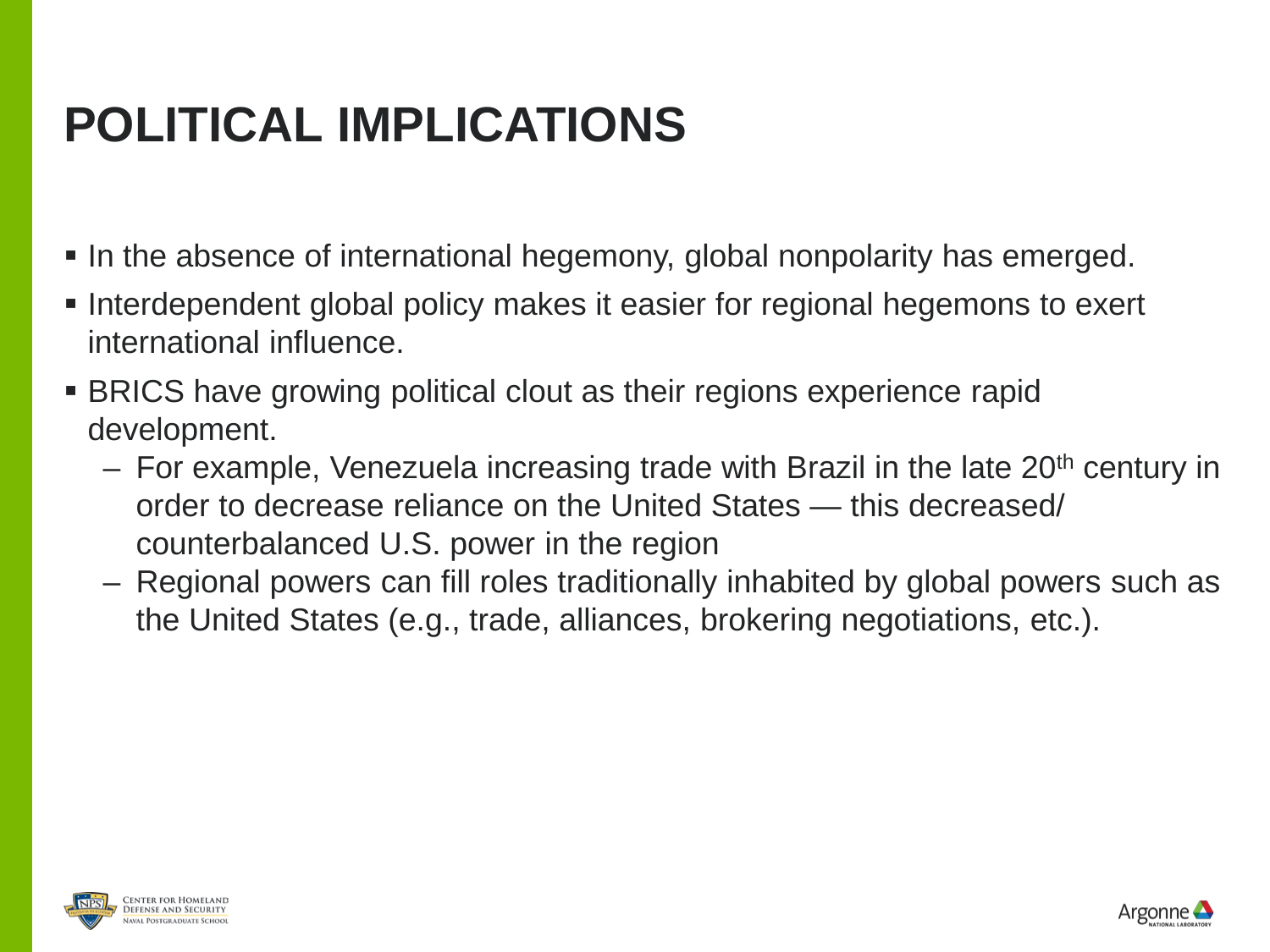# POLITICAL IMPLICATIONS

- In the absence of international hegemony, global nonpolarity has emerged.
- Interdependent global policy makes it easier for regional hegemons to exert international influence.
- BRICS have growing political clout as their regions experience rapid development.
  - For example, Venezuela increasing trade with Brazil in the late 20th century in order to decrease reliance on the United States — this decreased/ counterbalanced U.S. power in the region
  - Regional powers can fill roles traditionally inhabited by global powers such as the United States (e.g., trade, alliances, brokering negotiations, etc.).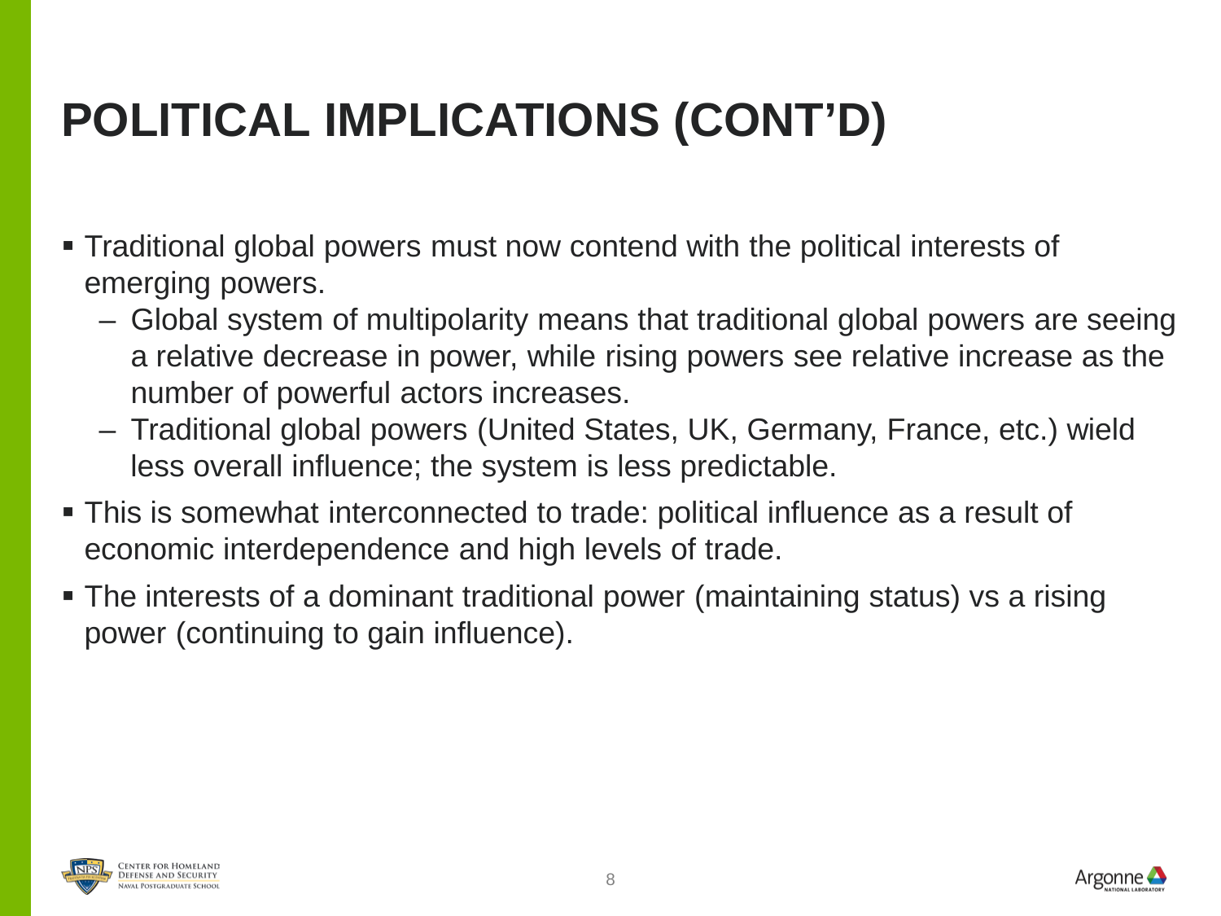# POLITICAL IMPLICATIONS (CONT'D)

- Traditional global powers must now contend with the political interests of emerging powers.
  - Global system of multipolarity means that traditional global powers are seeing a relative decrease in power, while rising powers see relative increase as the number of powerful actors increases.
  - Traditional global powers (United States, UK, Germany, France, etc.) wield less overall influence; the system is less predictable.
- This is somewhat interconnected to trade: political influence as a result of economic interdependence and high levels of trade.
- The interests of a dominant traditional power (maintaining status) vs a rising power (continuing to gain influence).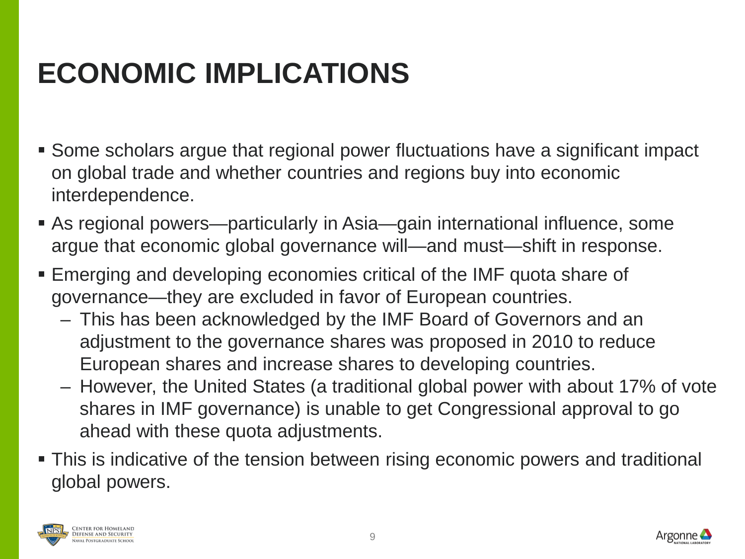# ECONOMIC IMPLICATIONS

- Some scholars argue that regional power fluctuations have a significant impact on global trade and whether countries and regions buy into economic interdependence.
- As regional powers—particularly in Asia—gain international influence, some argue that economic global governance will—and must—shift in response.
- Emerging and developing economies critical of the IMF quota share of governance—they are excluded in favor of European countries.
  - This has been acknowledged by the IMF Board of Governors and an adjustment to the governance shares was proposed in 2010 to reduce European shares and increase shares to developing countries.
  - However, the United States (a traditional global power with about 17% of vote shares in IMF governance) is unable to get Congressional approval to go ahead with these quota adjustments.
- This is indicative of the tension between rising economic powers and traditional global powers.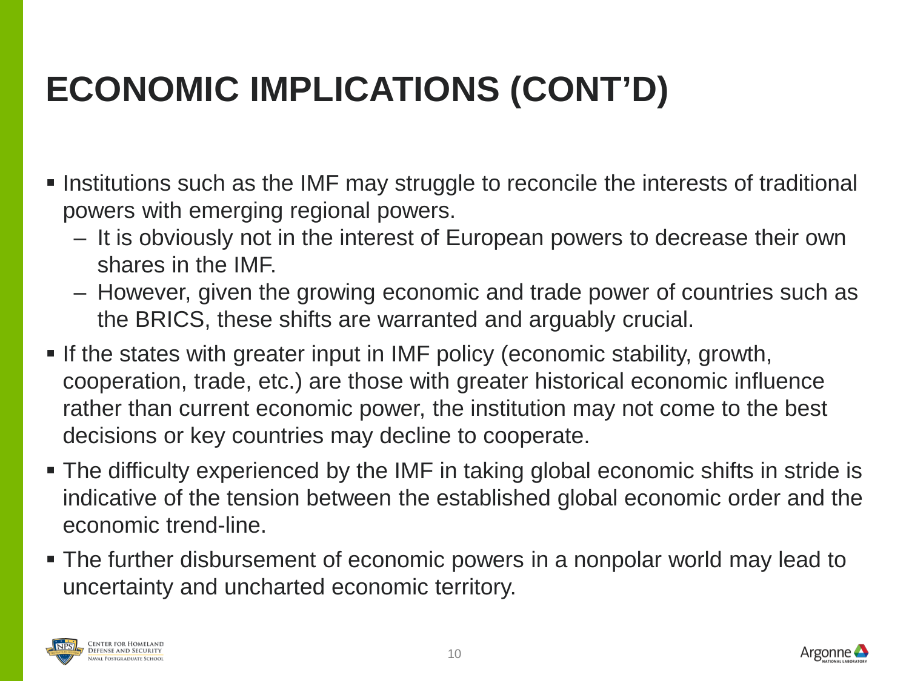# ECONOMIC IMPLICATIONS (CONT'D)

- Institutions such as the IMF may struggle to reconcile the interests of traditional powers with emerging regional powers.
  - It is obviously not in the interest of European powers to decrease their own shares in the IMF.
  - However, given the growing economic and trade power of countries such as the BRICS, these shifts are warranted and arguably crucial.
- If the states with greater input in IMF policy (economic stability, growth, cooperation, trade, etc.) are those with greater historical economic influence rather than current economic power, the institution may not come to the best decisions or key countries may decline to cooperate.
- The difficulty experienced by the IMF in taking global economic shifts in stride is indicative of the tension between the established global economic order and the economic trend-line.
- The further disbursement of economic powers in a nonpolar world may lead to uncertainty and uncharted economic territory.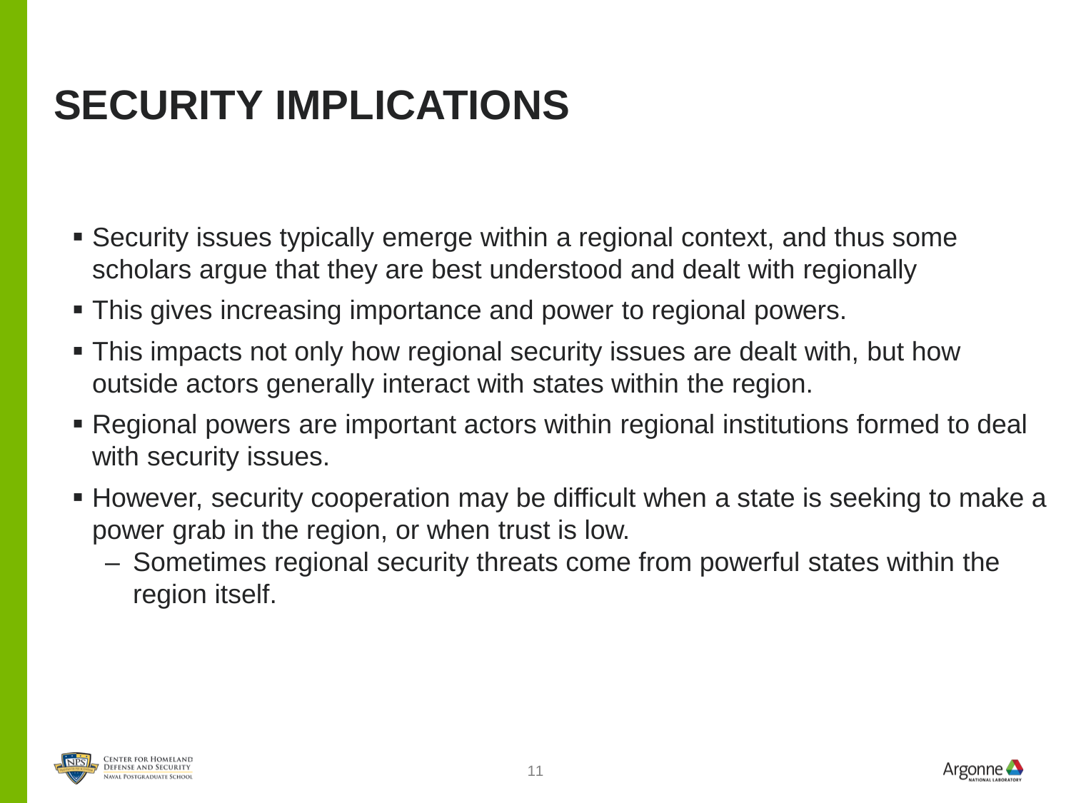# SECURITY IMPLICATIONS

- Security issues typically emerge within a regional context, and thus some scholars argue that they are best understood and dealt with regionally
- This gives increasing importance and power to regional powers.
- This impacts not only how regional security issues are dealt with, but how outside actors generally interact with states within the region.
- Regional powers are important actors within regional institutions formed to deal with security issues.
- However, security cooperation may be difficult when a state is seeking to make a power grab in the region, or when trust is low.
  - Sometimes regional security threats come from powerful states within the region itself.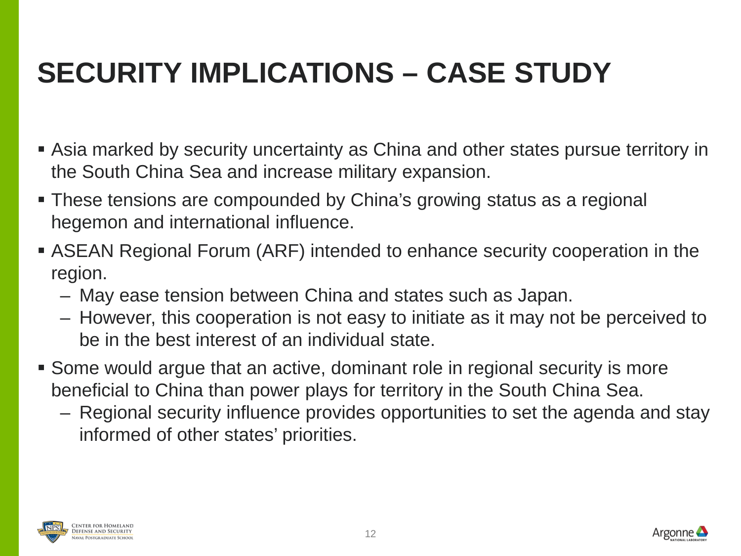# SECURITY IMPLICATIONS – CASE STUDY

- Asia marked by security uncertainty as China and other states pursue territory in the South China Sea and increase military expansion.
- These tensions are compounded by China's growing status as a regional hegemon and international influence.
- ASEAN Regional Forum (ARF) intended to enhance security cooperation in the region.
  - May ease tension between China and states such as Japan.
  - However, this cooperation is not easy to initiate as it may not be perceived to be in the best interest of an individual state.
- Some would argue that an active, dominant role in regional security is more beneficial to China than power plays for territory in the South China Sea.
  - Regional security influence provides opportunities to set the agenda and stay informed of other states' priorities.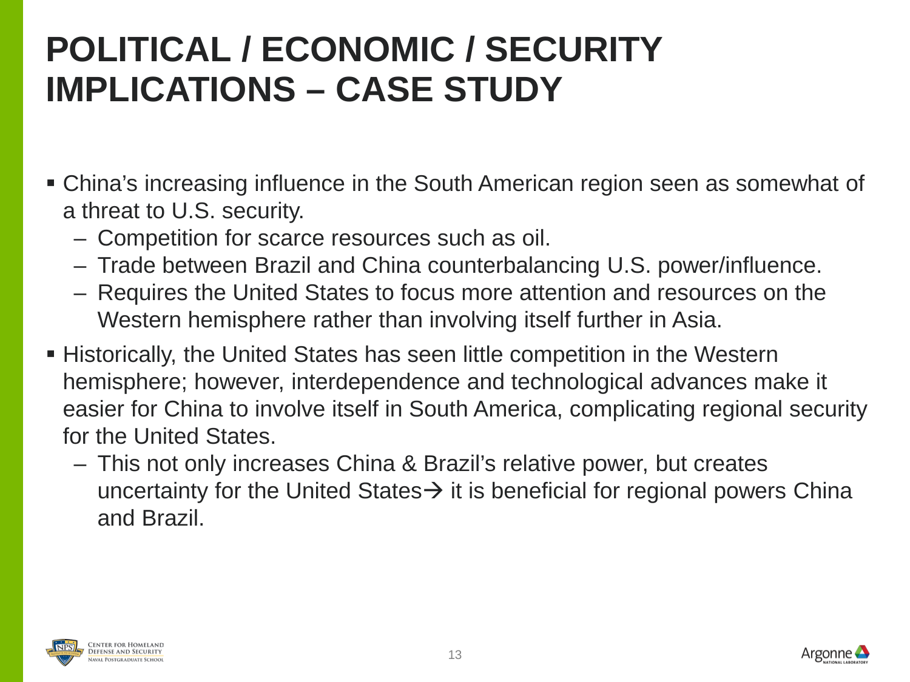# POLITICAL / ECONOMIC / SECURITY IMPLICATIONS – CASE STUDY

- China's increasing influence in the South American region seen as somewhat of a threat to U.S. security.
  - Competition for scarce resources such as oil.
  - Trade between Brazil and China counterbalancing U.S. power/influence.
  - Requires the United States to focus more attention and resources on the Western hemisphere rather than involving itself further in Asia.
- Historically, the United States has seen little competition in the Western hemisphere; however, interdependence and technological advances make it easier for China to involve itself in South America, complicating regional security for the United States.
  - This not only increases China & Brazil's relative power, but creates uncertainty for the United States→ it is beneficial for regional powers China and Brazil.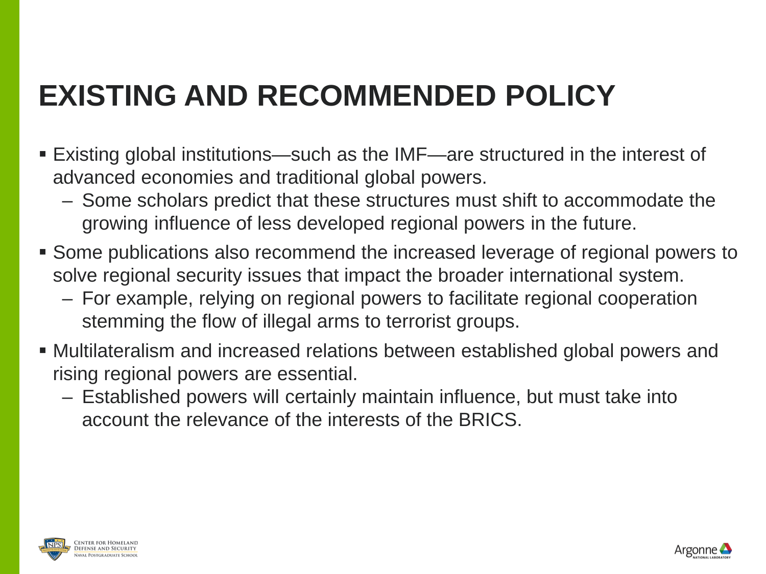# EXISTING AND RECOMMENDED POLICY

- Existing global institutions—such as the IMF—are structured in the interest of advanced economies and traditional global powers.
  - Some scholars predict that these structures must shift to accommodate the growing influence of less developed regional powers in the future.
- Some publications also recommend the increased leverage of regional powers to solve regional security issues that impact the broader international system.
  - For example, relying on regional powers to facilitate regional cooperation stemming the flow of illegal arms to terrorist groups.
- Multilateralism and increased relations between established global powers and rising regional powers are essential.
  - Established powers will certainly maintain influence, but must take into account the relevance of the interests of the BRICS.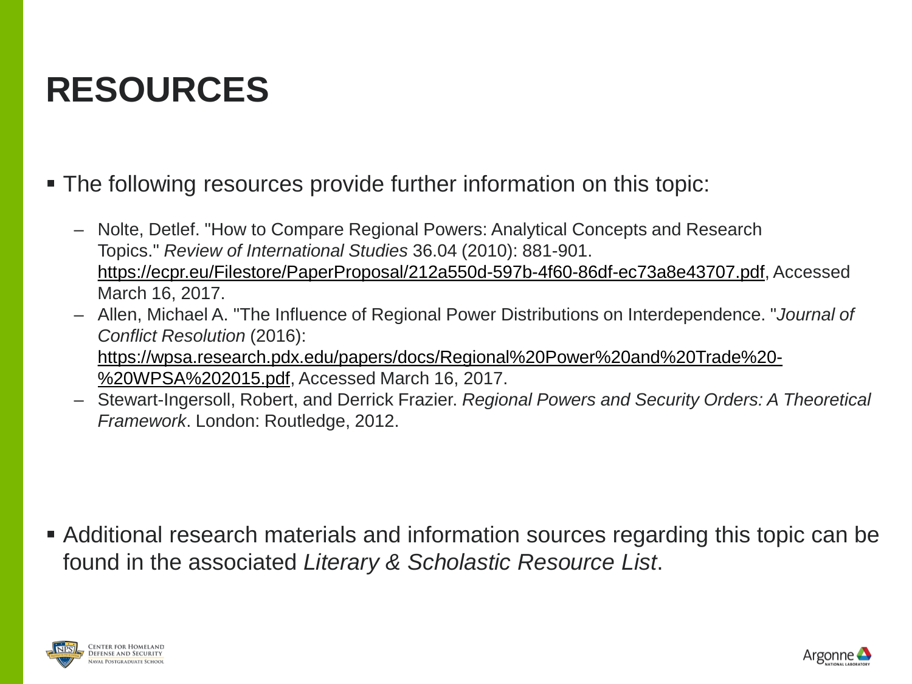# RESOURCES

- The following resources provide further information on this topic:
  - Nolte, Detlef. "How to Compare Regional Powers: Analytical Concepts and Research Topics." *Review of International Studies* 36.04 (2010): 881-901. https://ecpr.eu/Filestore/PaperProposal/212a550d-597b-4f60-86df-ec73a8e43707.pdf, Accessed March 16, 2017.
  - Allen, Michael A. "The Influence of Regional Power Distributions on Interdependence. "*Journal of Conflict Resolution* (2016): https://wpsa.research.pdx.edu/papers/docs/Regional%20Power%20and%20Trade%20-%20WPSA%202015.pdf, Accessed March 16, 2017.
  - Stewart-Ingersoll, Robert, and Derrick Frazier. *Regional Powers and Security Orders: A Theoretical Framework*. London: Routledge, 2012.

- Additional research materials and information sources regarding this topic can be found in the associated *Literary & Scholastic Resource List*.

Center for Homeland Defense and Security
Naval Postgraduate School

Argonne National Laboratory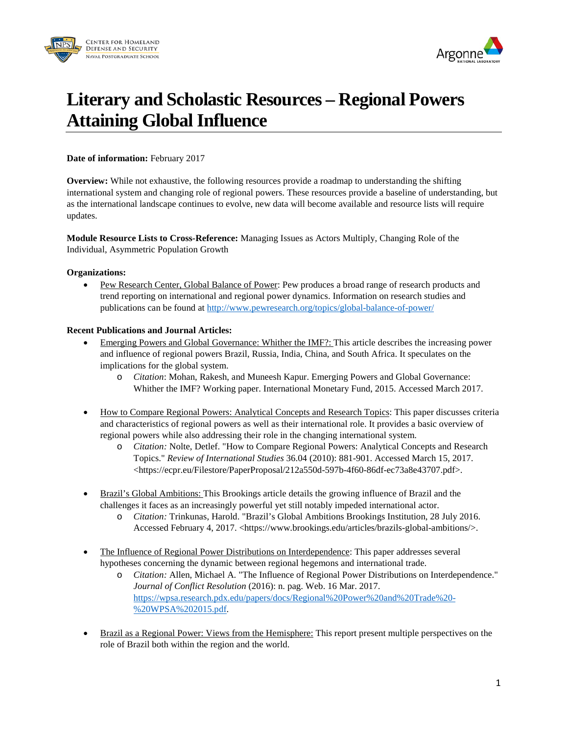# Literary and Scholastic Resources – Regional Powers Attaining Global Influence

**Date of information:** February 2017

**Overview:** While not exhaustive, the following resources provide a roadmap to understanding the shifting international system and changing role of regional powers. These resources provide a baseline of understanding, but as the international landscape continues to evolve, new data will become available and resource lists will require updates.

**Module Resource Lists to Cross-Reference:** Managing Issues as Actors Multiply, Changing Role of the Individual, Asymmetric Population Growth

**Organizations:**

- Pew Research Center, Global Balance of Power: Pew produces a broad range of research products and trend reporting on international and regional power dynamics. Information on research studies and publications can be found at http://www.pewresearch.org/topics/global-balance-of-power/

**Recent Publications and Journal Articles:**

- Emerging Powers and Global Governance: Whither the IMF?: This article describes the increasing power and influence of regional powers Brazil, Russia, India, China, and South Africa. It speculates on the implications for the global system.
    - *Citation*: Mohan, Rakesh, and Muneesh Kapur. Emerging Powers and Global Governance: Whither the IMF? Working paper. International Monetary Fund, 2015. Accessed March 2017.

- How to Compare Regional Powers: Analytical Concepts and Research Topics: This paper discusses criteria and characteristics of regional powers as well as their international role. It provides a basic overview of regional powers while also addressing their role in the changing international system.
    - *Citation:* Nolte, Detlef. "How to Compare Regional Powers: Analytical Concepts and Research Topics." *Review of International Studies* 36.04 (2010): 881-901. Accessed March 15, 2017. <https://ecpr.eu/Filestore/PaperProposal/212a550d-597b-4f60-86df-ec73a8e43707.pdf>.

- Brazil's Global Ambitions: This Brookings article details the growing influence of Brazil and the challenges it faces as an increasingly powerful yet still notably impeded international actor.
    - *Citation:* Trinkunas, Harold. "Brazil's Global Ambitions Brookings Institution, 28 July 2016. Accessed February 4, 2017. <https://www.brookings.edu/articles/brazils-global-ambitions/>.

- The Influence of Regional Power Distributions on Interdependence: This paper addresses several hypotheses concerning the dynamic between regional hegemons and international trade.
    - *Citation:* Allen, Michael A. "The Influence of Regional Power Distributions on Interdependence." *Journal of Conflict Resolution* (2016): n. pag. Web. 16 Mar. 2017. https://wpsa.research.pdx.edu/papers/docs/Regional%20Power%20and%20Trade%20-%20WPSA%202015.pdf.

- Brazil as a Regional Power: Views from the Hemisphere: This report present multiple perspectives on the role of Brazil both within the region and the world.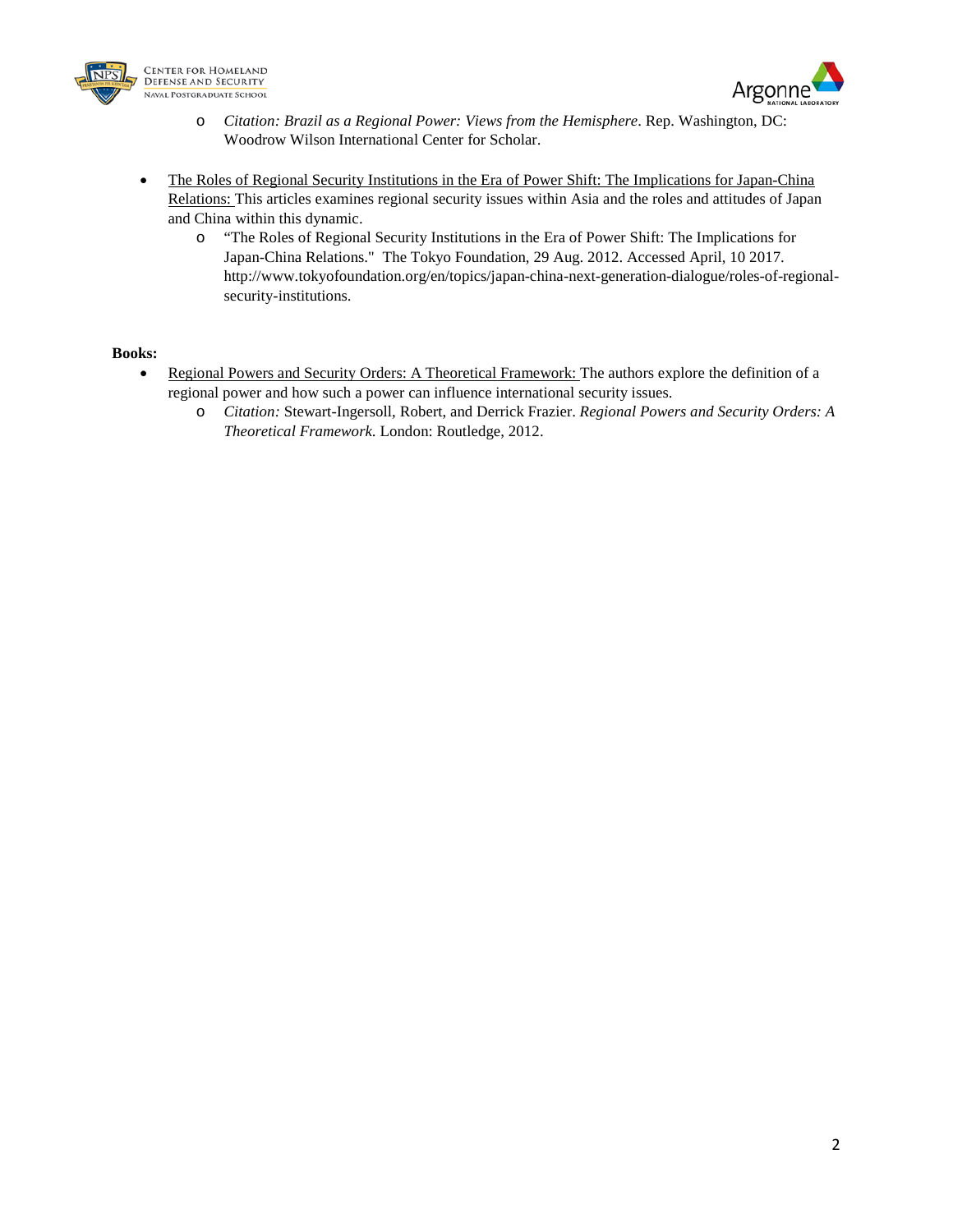- *Citation: Brazil as a Regional Power: Views from the Hemisphere*. Rep. Washington, DC: Woodrow Wilson International Center for Scholar.

- The Roles of Regional Security Institutions in the Era of Power Shift: The Implications for Japan-China Relations: This articles examines regional security issues within Asia and the roles and attitudes of Japan and China within this dynamic.
    - "The Roles of Regional Security Institutions in the Era of Power Shift: The Implications for Japan-China Relations." The Tokyo Foundation, 29 Aug. 2012. Accessed April, 10 2017. http://www.tokyofoundation.org/en/topics/japan-china-next-generation-dialogue/roles-of-regional-security-institutions.

**Books:**

- Regional Powers and Security Orders: A Theoretical Framework: The authors explore the definition of a regional power and how such a power can influence international security issues.
    - *Citation:* Stewart-Ingersoll, Robert, and Derrick Frazier. *Regional Powers and Security Orders: A Theoretical Framework.* London: Routledge, 2012.